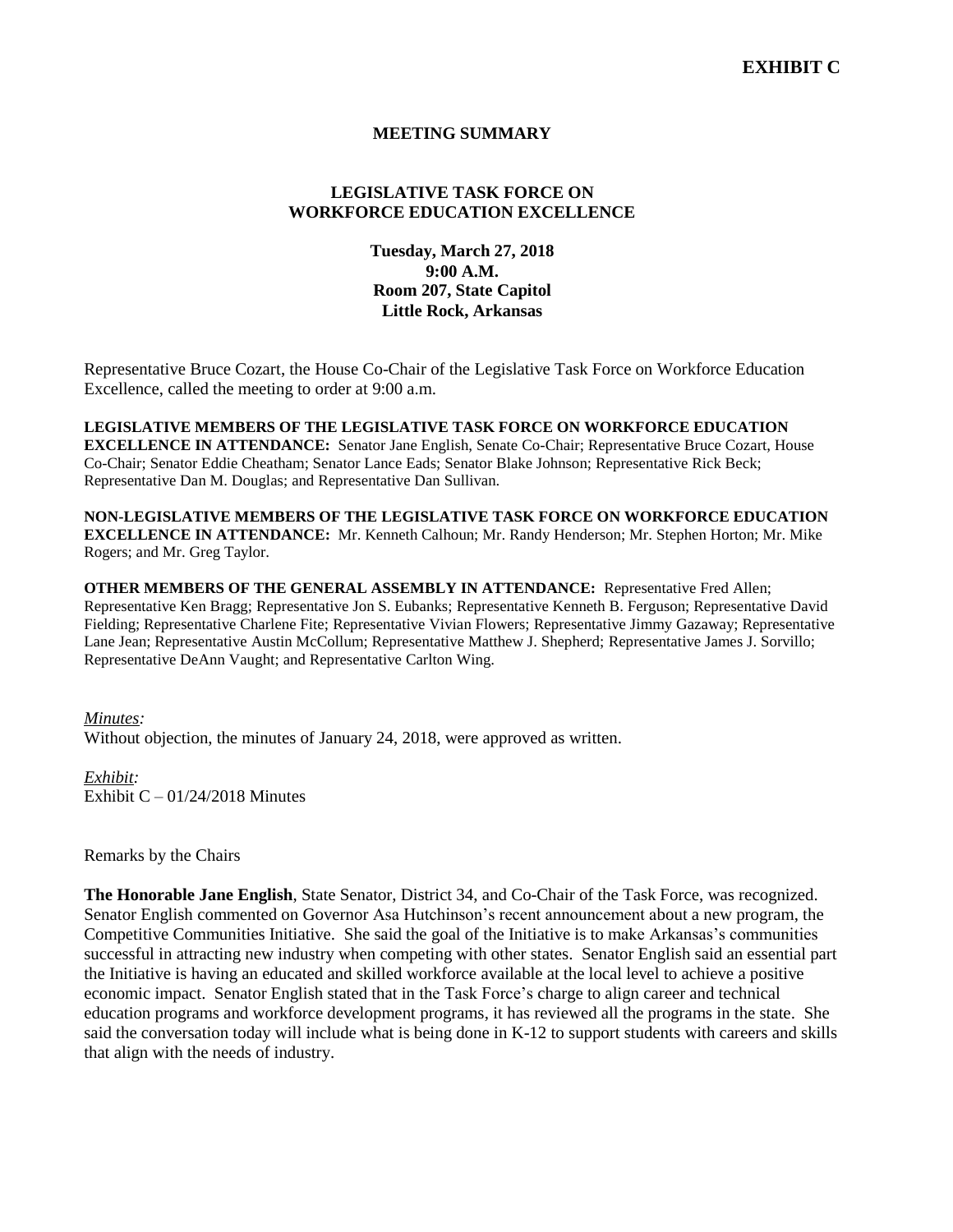**EXHIBIT C**

# MEETING SUMMARY

## LEGISLATIVE TASK FORCE ON WORKFORCE EDUCATION EXCELLENCE

**Tuesday, March 27, 2018**
**9:00 A.M.**
**Room 207, State Capitol**
**Little Rock, Arkansas**

Representative Bruce Cozart, the House Co-Chair of the Legislative Task Force on Workforce Education Excellence, called the meeting to order at 9:00 a.m.

**LEGISLATIVE MEMBERS OF THE LEGISLATIVE TASK FORCE ON WORKFORCE EDUCATION EXCELLENCE IN ATTENDANCE:** Senator Jane English, Senate Co-Chair; Representative Bruce Cozart, House Co-Chair; Senator Eddie Cheatham; Senator Lance Eads; Senator Blake Johnson; Representative Rick Beck; Representative Dan M. Douglas; and Representative Dan Sullivan.

**NON-LEGISLATIVE MEMBERS OF THE LEGISLATIVE TASK FORCE ON WORKFORCE EDUCATION EXCELLENCE IN ATTENDANCE:** Mr. Kenneth Calhoun; Mr. Randy Henderson; Mr. Stephen Horton; Mr. Mike Rogers; and Mr. Greg Taylor.

**OTHER MEMBERS OF THE GENERAL ASSEMBLY IN ATTENDANCE:** Representative Fred Allen; Representative Ken Bragg; Representative Jon S. Eubanks; Representative Kenneth B. Ferguson; Representative David Fielding; Representative Charlene Fite; Representative Vivian Flowers; Representative Jimmy Gazaway; Representative Lane Jean; Representative Austin McCollum; Representative Matthew J. Shepherd; Representative James J. Sorvillo; Representative DeAnn Vaught; and Representative Carlton Wing.

*Minutes:*
Without objection, the minutes of January 24, 2018, were approved as written.

*Exhibit:*
Exhibit C – 01/24/2018 Minutes

Remarks by the Chairs

**The Honorable Jane English**, State Senator, District 34, and Co-Chair of the Task Force, was recognized. Senator English commented on Governor Asa Hutchinson's recent announcement about a new program, the Competitive Communities Initiative. She said the goal of the Initiative is to make Arkansas's communities successful in attracting new industry when competing with other states. Senator English said an essential part the Initiative is having an educated and skilled workforce available at the local level to achieve a positive economic impact. Senator English stated that in the Task Force's charge to align career and technical education programs and workforce development programs, it has reviewed all the programs in the state. She said the conversation today will include what is being done in K-12 to support students with careers and skills that align with the needs of industry.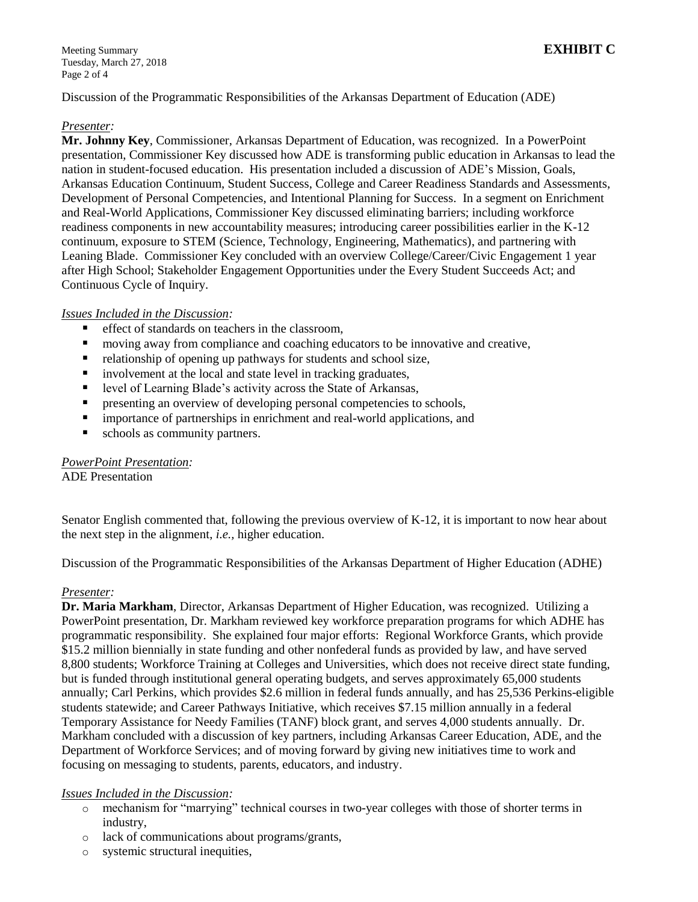**EXHIBIT C**

Discussion of the Programmatic Responsibilities of the Arkansas Department of Education (ADE)

*Presenter:*
**Mr. Johnny Key**, Commissioner, Arkansas Department of Education, was recognized. In a PowerPoint presentation, Commissioner Key discussed how ADE is transforming public education in Arkansas to lead the nation in student-focused education. His presentation included a discussion of ADE's Mission, Goals, Arkansas Education Continuum, Student Success, College and Career Readiness Standards and Assessments, Development of Personal Competencies, and Intentional Planning for Success. In a segment on Enrichment and Real-World Applications, Commissioner Key discussed eliminating barriers; including workforce readiness components in new accountability measures; introducing career possibilities earlier in the K-12 continuum, exposure to STEM (Science, Technology, Engineering, Mathematics), and partnering with Leaning Blade. Commissioner Key concluded with an overview College/Career/Civic Engagement 1 year after High School; Stakeholder Engagement Opportunities under the Every Student Succeeds Act; and Continuous Cycle of Inquiry.

*Issues Included in the Discussion:*

- effect of standards on teachers in the classroom,
- moving away from compliance and coaching educators to be innovative and creative,
- relationship of opening up pathways for students and school size,
- involvement at the local and state level in tracking graduates,
- level of Learning Blade's activity across the State of Arkansas,
- presenting an overview of developing personal competencies to schools,
- importance of partnerships in enrichment and real-world applications, and
- schools as community partners.

*PowerPoint Presentation:*
ADE Presentation

Senator English commented that, following the previous overview of K-12, it is important to now hear about the next step in the alignment, *i.e.*, higher education.

Discussion of the Programmatic Responsibilities of the Arkansas Department of Higher Education (ADHE)

*Presenter:*
**Dr. Maria Markham**, Director, Arkansas Department of Higher Education, was recognized. Utilizing a PowerPoint presentation, Dr. Markham reviewed key workforce preparation programs for which ADHE has programmatic responsibility. She explained four major efforts: Regional Workforce Grants, which provide $15.2 million biennially in state funding and other nonfederal funds as provided by law, and have served 8,800 students; Workforce Training at Colleges and Universities, which does not receive direct state funding, but is funded through institutional general operating budgets, and serves approximately 65,000 students annually; Carl Perkins, which provides $2.6 million in federal funds annually, and has 25,536 Perkins-eligible students statewide; and Career Pathways Initiative, which receives $7.15 million annually in a federal Temporary Assistance for Needy Families (TANF) block grant, and serves 4,000 students annually. Dr. Markham concluded with a discussion of key partners, including Arkansas Career Education, ADE, and the Department of Workforce Services; and of moving forward by giving new initiatives time to work and focusing on messaging to students, parents, educators, and industry.

*Issues Included in the Discussion:*

- mechanism for "marrying" technical courses in two-year colleges with those of shorter terms in industry,
- lack of communications about programs/grants,
- systemic structural inequities,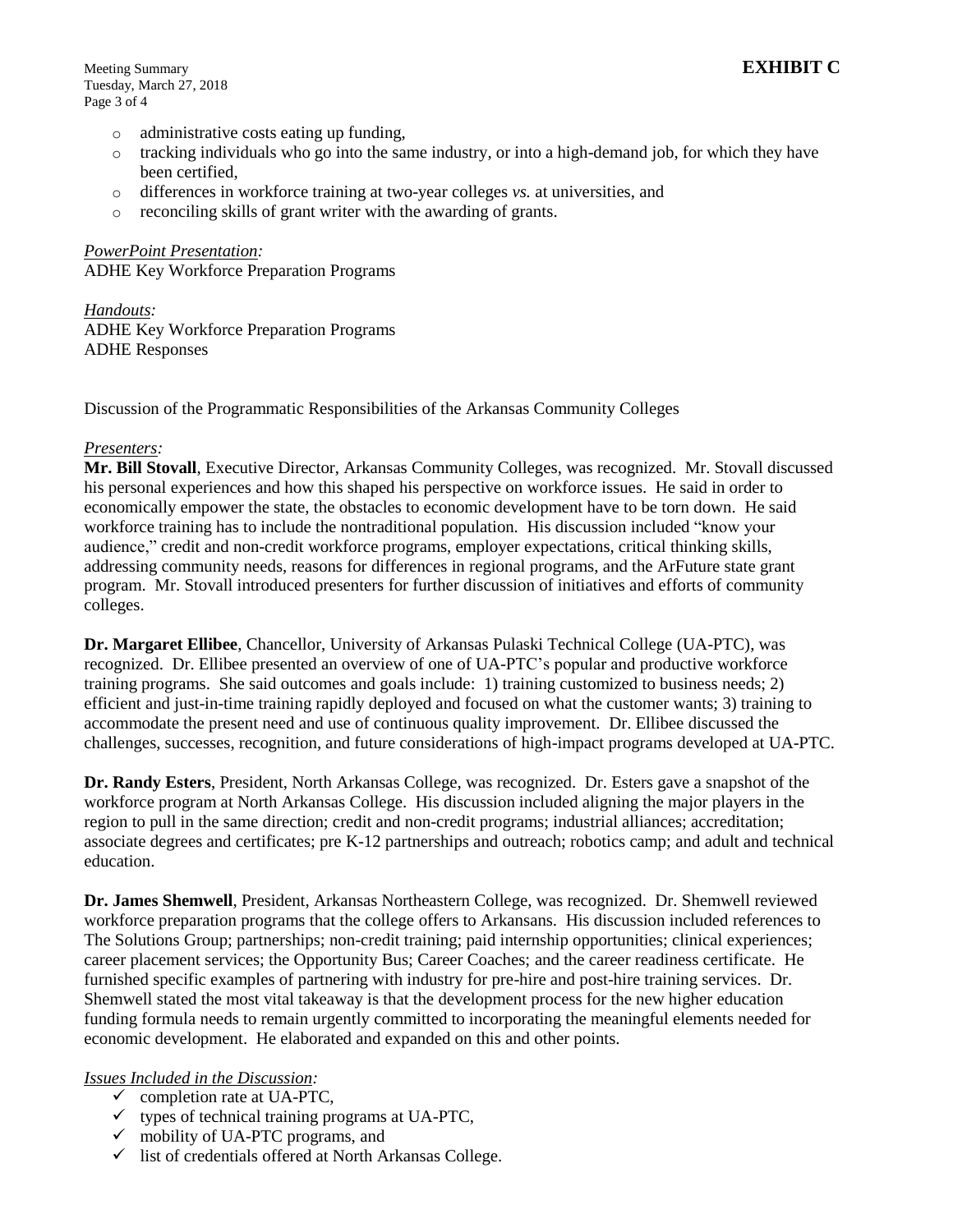- administrative costs eating up funding,
- tracking individuals who go into the same industry, or into a high-demand job, for which they have been certified,
- differences in workforce training at two-year colleges *vs.* at universities, and
- reconciling skills of grant writer with the awarding of grants.

*PowerPoint Presentation:*
ADHE Key Workforce Preparation Programs

*Handouts:*
ADHE Key Workforce Preparation Programs
ADHE Responses

Discussion of the Programmatic Responsibilities of the Arkansas Community Colleges

*Presenters:*
**Mr. Bill Stovall**, Executive Director, Arkansas Community Colleges, was recognized. Mr. Stovall discussed his personal experiences and how this shaped his perspective on workforce issues. He said in order to economically empower the state, the obstacles to economic development have to be torn down. He said workforce training has to include the nontraditional population. His discussion included "know your audience," credit and non-credit workforce programs, employer expectations, critical thinking skills, addressing community needs, reasons for differences in regional programs, and the ArFuture state grant program. Mr. Stovall introduced presenters for further discussion of initiatives and efforts of community colleges.

**Dr. Margaret Ellibee**, Chancellor, University of Arkansas Pulaski Technical College (UA-PTC), was recognized. Dr. Ellibee presented an overview of one of UA-PTC's popular and productive workforce training programs. She said outcomes and goals include: 1) training customized to business needs; 2) efficient and just-in-time training rapidly deployed and focused on what the customer wants; 3) training to accommodate the present need and use of continuous quality improvement. Dr. Ellibee discussed the challenges, successes, recognition, and future considerations of high-impact programs developed at UA-PTC.

**Dr. Randy Esters**, President, North Arkansas College, was recognized. Dr. Esters gave a snapshot of the workforce program at North Arkansas College. His discussion included aligning the major players in the region to pull in the same direction; credit and non-credit programs; industrial alliances; accreditation; associate degrees and certificates; pre K-12 partnerships and outreach; robotics camp; and adult and technical education.

**Dr. James Shemwell**, President, Arkansas Northeastern College, was recognized. Dr. Shemwell reviewed workforce preparation programs that the college offers to Arkansans. His discussion included references to The Solutions Group; partnerships; non-credit training; paid internship opportunities; clinical experiences; career placement services; the Opportunity Bus; Career Coaches; and the career readiness certificate. He furnished specific examples of partnering with industry for pre-hire and post-hire training services. Dr. Shemwell stated the most vital takeaway is that the development process for the new higher education funding formula needs to remain urgently committed to incorporating the meaningful elements needed for economic development. He elaborated and expanded on this and other points.

*Issues Included in the Discussion:*
- ✓ completion rate at UA-PTC,
- ✓ types of technical training programs at UA-PTC,
- ✓ mobility of UA-PTC programs, and
- ✓ list of credentials offered at North Arkansas College.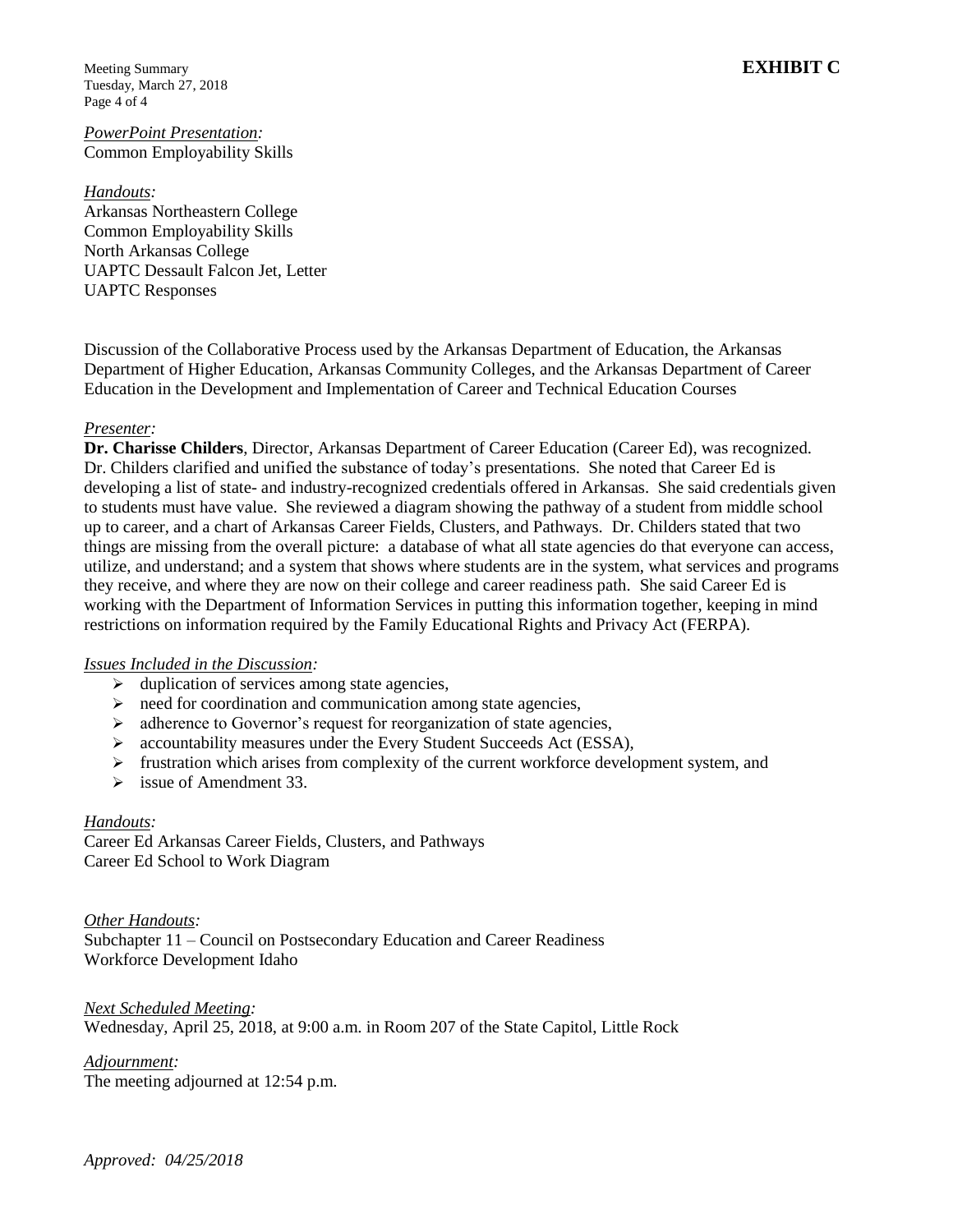**EXHIBIT C**

*PowerPoint Presentation:*
Common Employability Skills

*Handouts:*
Arkansas Northeastern College
Common Employability Skills
North Arkansas College
UAPTC Dessault Falcon Jet, Letter
UAPTC Responses

Discussion of the Collaborative Process used by the Arkansas Department of Education, the Arkansas Department of Higher Education, Arkansas Community Colleges, and the Arkansas Department of Career Education in the Development and Implementation of Career and Technical Education Courses

*Presenter:*
**Dr. Charisse Childers**, Director, Arkansas Department of Career Education (Career Ed), was recognized. Dr. Childers clarified and unified the substance of today's presentations. She noted that Career Ed is developing a list of state- and industry-recognized credentials offered in Arkansas. She said credentials given to students must have value. She reviewed a diagram showing the pathway of a student from middle school up to career, and a chart of Arkansas Career Fields, Clusters, and Pathways. Dr. Childers stated that two things are missing from the overall picture: a database of what all state agencies do that everyone can access, utilize, and understand; and a system that shows where students are in the system, what services and programs they receive, and where they are now on their college and career readiness path. She said Career Ed is working with the Department of Information Services in putting this information together, keeping in mind restrictions on information required by the Family Educational Rights and Privacy Act (FERPA).

*Issues Included in the Discussion:*

- duplication of services among state agencies,
- need for coordination and communication among state agencies,
- adherence to Governor's request for reorganization of state agencies,
- accountability measures under the Every Student Succeeds Act (ESSA),
- frustration which arises from complexity of the current workforce development system, and
- issue of Amendment 33.

*Handouts:*
Career Ed Arkansas Career Fields, Clusters, and Pathways
Career Ed School to Work Diagram

*Other Handouts:*
Subchapter 11 – Council on Postsecondary Education and Career Readiness
Workforce Development Idaho

*Next Scheduled Meeting:*
Wednesday, April 25, 2018, at 9:00 a.m. in Room 207 of the State Capitol, Little Rock

*Adjournment:*
The meeting adjourned at 12:54 p.m.

*Approved: 04/25/2018*